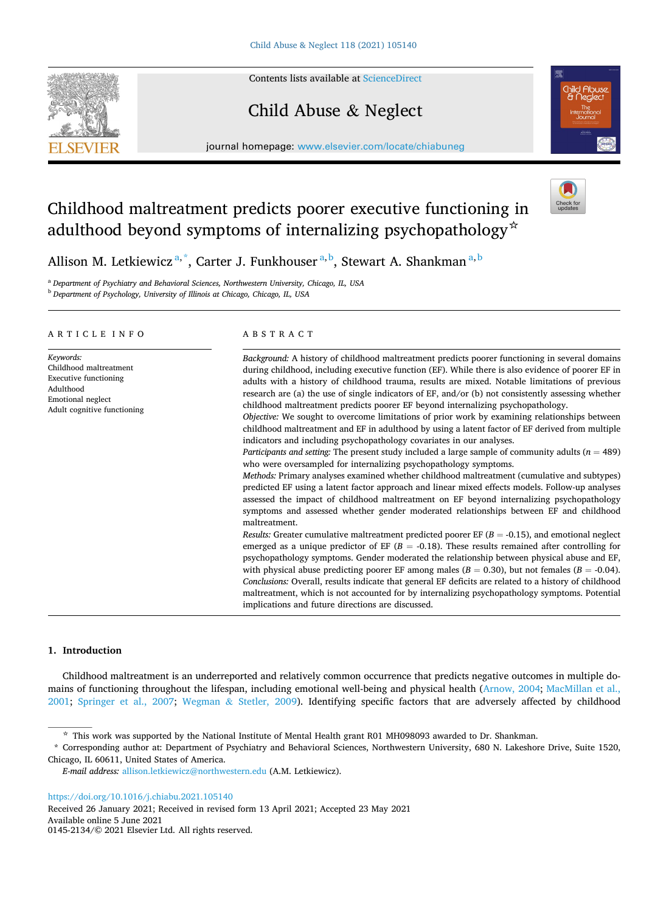# Childhood maltreatment predicts poorer executive functioning in adulthood beyond symptoms of internalizing psychopathology☆

Allison M. Letkiewicz[a,*], Carter J. Funkhouser[a,b], Stewart A. Shankman[a,b]

[a] *Department of Psychiatry and Behavioral Sciences, Northwestern University, Chicago, IL, USA*
[b] *Department of Psychology, University of Illinois at Chicago, Chicago, IL, USA*

## ARTICLE INFO

*Keywords:*
Childhood maltreatment
Executive functioning
Adulthood
Emotional neglect
Adult cognitive functioning

## ABSTRACT

*Background:* A history of childhood maltreatment predicts poorer functioning in several domains during childhood, including executive function (EF). While there is also evidence of poorer EF in adults with a history of childhood trauma, results are mixed. Notable limitations of previous research are (a) the use of single indicators of EF, and/or (b) not consistently assessing whether childhood maltreatment predicts poorer EF beyond internalizing psychopathology.

*Objective:* We sought to overcome limitations of prior work by examining relationships between childhood maltreatment and EF in adulthood by using a latent factor of EF derived from multiple indicators and including psychopathology covariates in our analyses.

*Participants and setting:* The present study included a large sample of community adults ($n = 489$) who were oversampled for internalizing psychopathology symptoms.

*Methods:* Primary analyses examined whether childhood maltreatment (cumulative and subtypes) predicted EF using a latent factor approach and linear mixed effects models. Follow-up analyses assessed the impact of childhood maltreatment on EF beyond internalizing psychopathology symptoms and assessed whether gender moderated relationships between EF and childhood maltreatment.

*Results:* Greater cumulative maltreatment predicted poorer EF ($B = -0.15$), and emotional neglect emerged as a unique predictor of EF ($B = -0.18$). These results remained after controlling for psychopathology symptoms. Gender moderated the relationship between physical abuse and EF, with physical abuse predicting poorer EF among males ($B = 0.30$), but not females ($B = -0.04$).

*Conclusions:* Overall, results indicate that general EF deficits are related to a history of childhood maltreatment, which is not accounted for by internalizing psychopathology symptoms. Potential implications and future directions are discussed.

## 1. Introduction

Childhood maltreatment is an underreported and relatively common occurrence that predicts negative outcomes in multiple domains of functioning throughout the lifespan, including emotional well-being and physical health (Arnow, 2004; MacMillan et al., 2001; Springer et al., 2007; Wegman & Stetler, 2009). Identifying specific factors that are adversely affected by childhood

☆ This work was supported by the National Institute of Mental Health grant R01 MH098093 awarded to Dr. Shankman.

\* Corresponding author at: Department of Psychiatry and Behavioral Sciences, Northwestern University, 680 N. Lakeshore Drive, Suite 1520, Chicago, IL 60611, United States of America.

*E-mail address:* allison.letkiewicz@northwestern.edu (A.M. Letkiewicz).

https://doi.org/10.1016/j.chiabu.2021.105140
Received 26 January 2021; Received in revised form 13 April 2021; Accepted 23 May 2021
Available online 5 June 2021
0145-2134/© 2021 Elsevier Ltd. All rights reserved.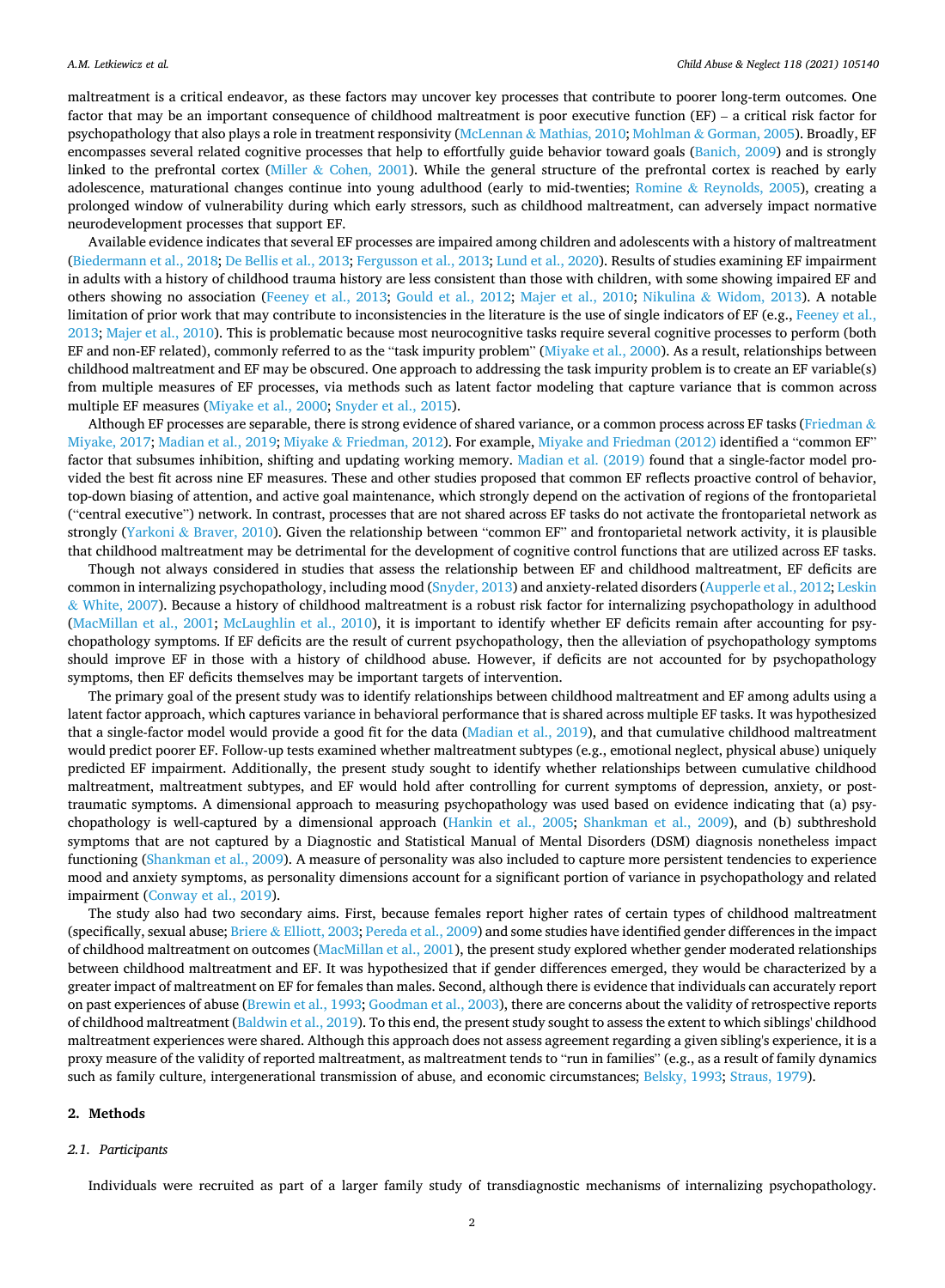maltreatment is a critical endeavor, as these factors may uncover key processes that contribute to poorer long-term outcomes. One factor that may be an important consequence of childhood maltreatment is poor executive function (EF) – a critical risk factor for psychopathology that also plays a role in treatment responsivity (McLennan & Mathias, 2010; Mohlman & Gorman, 2005). Broadly, EF encompasses several related cognitive processes that help to effortfully guide behavior toward goals (Banich, 2009) and is strongly linked to the prefrontal cortex (Miller & Cohen, 2001). While the general structure of the prefrontal cortex is reached by early adolescence, maturational changes continue into young adulthood (early to mid-twenties; Romine & Reynolds, 2005), creating a prolonged window of vulnerability during which early stressors, such as childhood maltreatment, can adversely impact normative neurodevelopment processes that support EF.

Available evidence indicates that several EF processes are impaired among children and adolescents with a history of maltreatment (Biedermann et al., 2018; De Bellis et al., 2013; Fergusson et al., 2013; Lund et al., 2020). Results of studies examining EF impairment in adults with a history of childhood trauma history are less consistent than those with children, with some showing impaired EF and others showing no association (Feeney et al., 2013; Gould et al., 2012; Majer et al., 2010; Nikulina & Widom, 2013). A notable limitation of prior work that may contribute to inconsistencies in the literature is the use of single indicators of EF (e.g., Feeney et al., 2013; Majer et al., 2010). This is problematic because most neurocognitive tasks require several cognitive processes to perform (both EF and non-EF related), commonly referred to as the "task impurity problem" (Miyake et al., 2000). As a result, relationships between childhood maltreatment and EF may be obscured. One approach to addressing the task impurity problem is to create an EF variable(s) from multiple measures of EF processes, via methods such as latent factor modeling that capture variance that is common across multiple EF measures (Miyake et al., 2000; Snyder et al., 2015).

Although EF processes are separable, there is strong evidence of shared variance, or a common process across EF tasks (Friedman & Miyake, 2017; Madian et al., 2019; Miyake & Friedman, 2012). For example, Miyake and Friedman (2012) identified a "common EF" factor that subsumes inhibition, shifting and updating working memory. Madian et al. (2019) found that a single-factor model provided the best fit across nine EF measures. These and other studies proposed that common EF reflects proactive control of behavior, top-down biasing of attention, and active goal maintenance, which strongly depend on the activation of regions of the frontoparietal ("central executive") network. In contrast, processes that are not shared across EF tasks do not activate the frontoparietal network as strongly (Yarkoni & Braver, 2010). Given the relationship between "common EF" and frontoparietal network activity, it is plausible that childhood maltreatment may be detrimental for the development of cognitive control functions that are utilized across EF tasks.

Though not always considered in studies that assess the relationship between EF and childhood maltreatment, EF deficits are common in internalizing psychopathology, including mood (Snyder, 2013) and anxiety-related disorders (Aupperle et al., 2012; Leskin & White, 2007). Because a history of childhood maltreatment is a robust risk factor for internalizing psychopathology in adulthood (MacMillan et al., 2001; McLaughlin et al., 2010), it is important to identify whether EF deficits remain after accounting for psychopathology symptoms. If EF deficits are the result of current psychopathology, then the alleviation of psychopathology symptoms should improve EF in those with a history of childhood abuse. However, if deficits are not accounted for by psychopathology symptoms, then EF deficits themselves may be important targets of intervention.

The primary goal of the present study was to identify relationships between childhood maltreatment and EF among adults using a latent factor approach, which captures variance in behavioral performance that is shared across multiple EF tasks. It was hypothesized that a single-factor model would provide a good fit for the data (Madian et al., 2019), and that cumulative childhood maltreatment would predict poorer EF. Follow-up tests examined whether maltreatment subtypes (e.g., emotional neglect, physical abuse) uniquely predicted EF impairment. Additionally, the present study sought to identify whether relationships between cumulative childhood maltreatment, maltreatment subtypes, and EF would hold after controlling for current symptoms of depression, anxiety, or post-traumatic symptoms. A dimensional approach to measuring psychopathology was used based on evidence indicating that (a) psychopathology is well-captured by a dimensional approach (Hankin et al., 2005; Shankman et al., 2009), and (b) subthreshold symptoms that are not captured by a Diagnostic and Statistical Manual of Mental Disorders (DSM) diagnosis nonetheless impact functioning (Shankman et al., 2009). A measure of personality was also included to capture more persistent tendencies to experience mood and anxiety symptoms, as personality dimensions account for a significant portion of variance in psychopathology and related impairment (Conway et al., 2019).

The study also had two secondary aims. First, because females report higher rates of certain types of childhood maltreatment (specifically, sexual abuse; Briere & Elliott, 2003; Pereda et al., 2009) and some studies have identified gender differences in the impact of childhood maltreatment on outcomes (MacMillan et al., 2001), the present study explored whether gender moderated relationships between childhood maltreatment and EF. It was hypothesized that if gender differences emerged, they would be characterized by a greater impact of maltreatment on EF for females than males. Second, although there is evidence that individuals can accurately report on past experiences of abuse (Brewin et al., 1993; Goodman et al., 2003), there are concerns about the validity of retrospective reports of childhood maltreatment (Baldwin et al., 2019). To this end, the present study sought to assess the extent to which siblings' childhood maltreatment experiences were shared. Although this approach does not assess agreement regarding a given sibling's experience, it is a proxy measure of the validity of reported maltreatment, as maltreatment tends to "run in families" (e.g., as a result of family dynamics such as family culture, intergenerational transmission of abuse, and economic circumstances; Belsky, 1993; Straus, 1979).

## 2. Methods

### 2.1. Participants

Individuals were recruited as part of a larger family study of transdiagnostic mechanisms of internalizing psychopathology.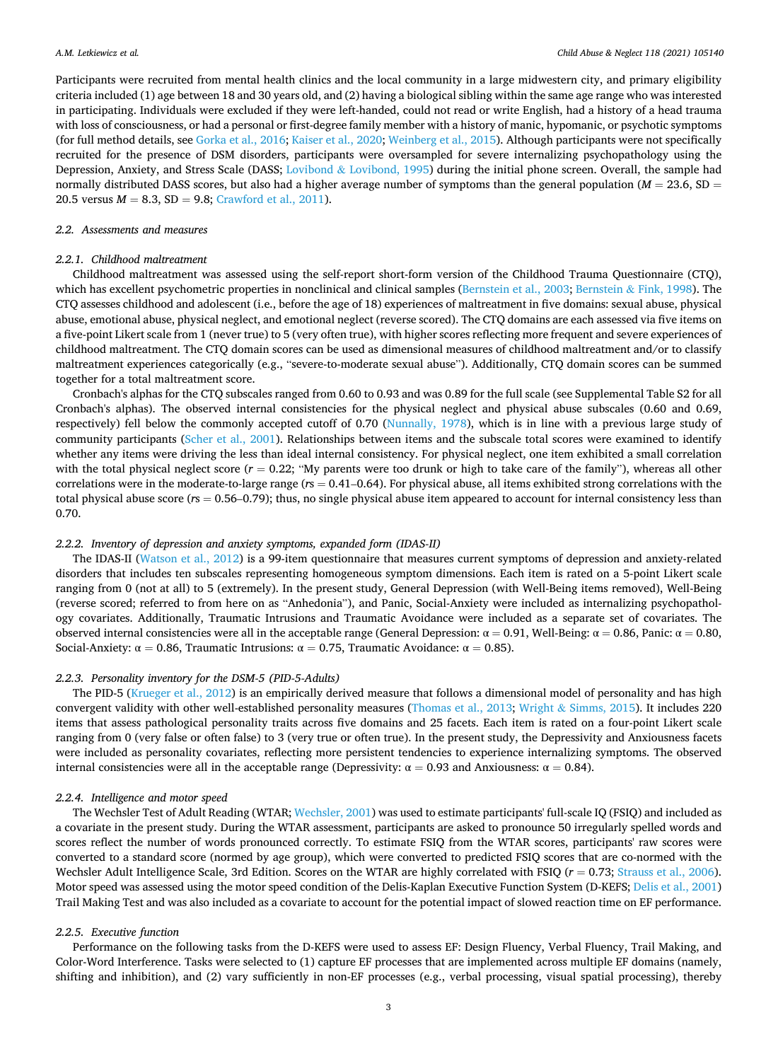Participants were recruited from mental health clinics and the local community in a large midwestern city, and primary eligibility criteria included (1) age between 18 and 30 years old, and (2) having a biological sibling within the same age range who was interested in participating. Individuals were excluded if they were left-handed, could not read or write English, had a history of a head trauma with loss of consciousness, or had a personal or first-degree family member with a history of manic, hypomanic, or psychotic symptoms (for full method details, see Gorka et al., 2016; Kaiser et al., 2020; Weinberg et al., 2015). Although participants were not specifically recruited for the presence of DSM disorders, participants were oversampled for severe internalizing psychopathology using the Depression, Anxiety, and Stress Scale (DASS; Lovibond & Lovibond, 1995) during the initial phone screen. Overall, the sample had normally distributed DASS scores, but also had a higher average number of symptoms than the general population ($M = 23.6$, SD $= 20.5$ versus $M = 8.3$, SD $= 9.8$; Crawford et al., 2011).

### 2.2. Assessments and measures

#### 2.2.1. Childhood maltreatment

Childhood maltreatment was assessed using the self-report short-form version of the Childhood Trauma Questionnaire (CTQ), which has excellent psychometric properties in nonclinical and clinical samples (Bernstein et al., 2003; Bernstein & Fink, 1998). The CTQ assesses childhood and adolescent (i.e., before the age of 18) experiences of maltreatment in five domains: sexual abuse, physical abuse, emotional abuse, physical neglect, and emotional neglect (reverse scored). The CTQ domains are each assessed via five items on a five-point Likert scale from 1 (never true) to 5 (very often true), with higher scores reflecting more frequent and severe experiences of childhood maltreatment. The CTQ domain scores can be used as dimensional measures of childhood maltreatment and/or to classify maltreatment experiences categorically (e.g., "severe-to-moderate sexual abuse"). Additionally, CTQ domain scores can be summed together for a total maltreatment score.

Cronbach's alphas for the CTQ subscales ranged from 0.60 to 0.93 and was 0.89 for the full scale (see Supplemental Table S2 for all Cronbach's alphas). The observed internal consistencies for the physical neglect and physical abuse subscales (0.60 and 0.69, respectively) fell below the commonly accepted cutoff of 0.70 (Nunnally, 1978), which is in line with a previous large study of community participants (Scher et al., 2001). Relationships between items and the subscale total scores were examined to identify whether any items were driving the less than ideal internal consistency. For physical neglect, one item exhibited a small correlation with the total physical neglect score ($r = 0.22$; "My parents were too drunk or high to take care of the family"), whereas all other correlations were in the moderate-to-large range ($rs = 0.41$–$0.64$). For physical abuse, all items exhibited strong correlations with the total physical abuse score ($rs = 0.56$–$0.79$); thus, no single physical abuse item appeared to account for internal consistency less than 0.70.

#### 2.2.2. Inventory of depression and anxiety symptoms, expanded form (IDAS-II)

The IDAS-II (Watson et al., 2012) is a 99-item questionnaire that measures current symptoms of depression and anxiety-related disorders that includes ten subscales representing homogeneous symptom dimensions. Each item is rated on a 5-point Likert scale ranging from 0 (not at all) to 5 (extremely). In the present study, General Depression (with Well-Being items removed), Well-Being (reverse scored; referred to from here on as "Anhedonia"), and Panic, Social-Anxiety were included as internalizing psychopathology covariates. Additionally, Traumatic Intrusions and Traumatic Avoidance were included as a separate set of covariates. The observed internal consistencies were all in the acceptable range (General Depression: $\alpha = 0.91$, Well-Being: $\alpha = 0.86$, Panic: $\alpha = 0.80$, Social-Anxiety: $\alpha = 0.86$, Traumatic Intrusions: $\alpha = 0.75$, Traumatic Avoidance: $\alpha = 0.85$).

#### 2.2.3. Personality inventory for the DSM-5 (PID-5-Adults)

The PID-5 (Krueger et al., 2012) is an empirically derived measure that follows a dimensional model of personality and has high convergent validity with other well-established personality measures (Thomas et al., 2013; Wright & Simms, 2015). It includes 220 items that assess pathological personality traits across five domains and 25 facets. Each item is rated on a four-point Likert scale ranging from 0 (very false or often false) to 3 (very true or often true). In the present study, the Depressivity and Anxiousness facets were included as personality covariates, reflecting more persistent tendencies to experience internalizing symptoms. The observed internal consistencies were all in the acceptable range (Depressivity: $\alpha = 0.93$ and Anxiousness: $\alpha = 0.84$).

#### 2.2.4. Intelligence and motor speed

The Wechsler Test of Adult Reading (WTAR; Wechsler, 2001) was used to estimate participants' full-scale IQ (FSIQ) and included as a covariate in the present study. During the WTAR assessment, participants are asked to pronounce 50 irregularly spelled words and scores reflect the number of words pronounced correctly. To estimate FSIQ from the WTAR scores, participants' raw scores were converted to a standard score (normed by age group), which were converted to predicted FSIQ scores that are co-normed with the Wechsler Adult Intelligence Scale, 3rd Edition. Scores on the WTAR are highly correlated with FSIQ ($r = 0.73$; Strauss et al., 2006). Motor speed was assessed using the motor speed condition of the Delis-Kaplan Executive Function System (D-KEFS; Delis et al., 2001) Trail Making Test and was also included as a covariate to account for the potential impact of slowed reaction time on EF performance.

#### 2.2.5. Executive function

Performance on the following tasks from the D-KEFS were used to assess EF: Design Fluency, Verbal Fluency, Trail Making, and Color-Word Interference. Tasks were selected to (1) capture EF processes that are implemented across multiple EF domains (namely, shifting and inhibition), and (2) vary sufficiently in non-EF processes (e.g., verbal processing, visual spatial processing), thereby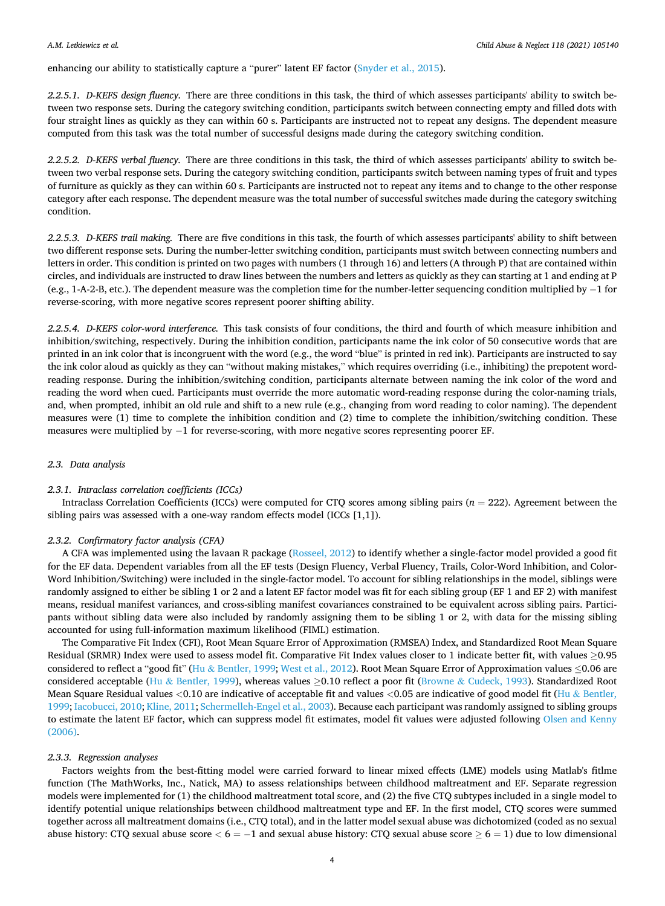enhancing our ability to statistically capture a "purer" latent EF factor (Snyder et al., 2015).

*2.2.5.1. D-KEFS design fluency.* There are three conditions in this task, the third of which assesses participants' ability to switch between two response sets. During the category switching condition, participants switch between connecting empty and filled dots with four straight lines as quickly as they can within 60 s. Participants are instructed not to repeat any designs. The dependent measure computed from this task was the total number of successful designs made during the category switching condition.

*2.2.5.2. D-KEFS verbal fluency.* There are three conditions in this task, the third of which assesses participants' ability to switch between two verbal response sets. During the category switching condition, participants switch between naming types of fruit and types of furniture as quickly as they can within 60 s. Participants are instructed not to repeat any items and to change to the other response category after each response. The dependent measure was the total number of successful switches made during the category switching condition.

*2.2.5.3. D-KEFS trail making.* There are five conditions in this task, the fourth of which assesses participants' ability to shift between two different response sets. During the number-letter switching condition, participants must switch between connecting numbers and letters in order. This condition is printed on two pages with numbers (1 through 16) and letters (A through P) that are contained within circles, and individuals are instructed to draw lines between the numbers and letters as quickly as they can starting at 1 and ending at P (e.g., 1-A-2-B, etc.). The dependent measure was the completion time for the number-letter sequencing condition multiplied by −1 for reverse-scoring, with more negative scores represent poorer shifting ability.

*2.2.5.4. D-KEFS color-word interference.* This task consists of four conditions, the third and fourth of which measure inhibition and inhibition/switching, respectively. During the inhibition condition, participants name the ink color of 50 consecutive words that are printed in an ink color that is incongruent with the word (e.g., the word "blue" is printed in red ink). Participants are instructed to say the ink color aloud as quickly as they can "without making mistakes," which requires overriding (i.e., inhibiting) the prepotent word-reading response. During the inhibition/switching condition, participants alternate between naming the ink color of the word and reading the word when cued. Participants must override the more automatic word-reading response during the color-naming trials, and, when prompted, inhibit an old rule and shift to a new rule (e.g., changing from word reading to color naming). The dependent measures were (1) time to complete the inhibition condition and (2) time to complete the inhibition/switching condition. These measures were multiplied by −1 for reverse-scoring, with more negative scores representing poorer EF.

### 2.3. Data analysis

#### 2.3.1. Intraclass correlation coefficients (ICCs)

Intraclass Correlation Coefficients (ICCs) were computed for CTQ scores among sibling pairs ($n = 222$). Agreement between the sibling pairs was assessed with a one-way random effects model (ICCs [1,1]).

#### 2.3.2. Confirmatory factor analysis (CFA)

A CFA was implemented using the lavaan R package (Rosseel, 2012) to identify whether a single-factor model provided a good fit for the EF data. Dependent variables from all the EF tests (Design Fluency, Verbal Fluency, Trails, Color-Word Inhibition, and Color-Word Inhibition/Switching) were included in the single-factor model. To account for sibling relationships in the model, siblings were randomly assigned to either be sibling 1 or 2 and a latent EF factor model was fit for each sibling group (EF 1 and EF 2) with manifest means, residual manifest variances, and cross-sibling manifest covariances constrained to be equivalent across sibling pairs. Participants without sibling data were also included by randomly assigning them to be sibling 1 or 2, with data for the missing sibling accounted for using full-information maximum likelihood (FIML) estimation.

The Comparative Fit Index (CFI), Root Mean Square Error of Approximation (RMSEA) Index, and Standardized Root Mean Square Residual (SRMR) Index were used to assess model fit. Comparative Fit Index values closer to 1 indicate better fit, with values ≥0.95 considered to reflect a "good fit" (Hu & Bentler, 1999; West et al., 2012). Root Mean Square Error of Approximation values ≤0.06 are considered acceptable (Hu & Bentler, 1999), whereas values ≥0.10 reflect a poor fit (Browne & Cudeck, 1993). Standardized Root Mean Square Residual values <0.10 are indicative of acceptable fit and values <0.05 are indicative of good model fit (Hu & Bentler, 1999; Iacobucci, 2010; Kline, 2011; Schermelleh-Engel et al., 2003). Because each participant was randomly assigned to sibling groups to estimate the latent EF factor, which can suppress model fit estimates, model fit values were adjusted following Olsen and Kenny (2006).

#### 2.3.3. Regression analyses

Factors weights from the best-fitting model were carried forward to linear mixed effects (LME) models using Matlab's fitlme function (The MathWorks, Inc., Natick, MA) to assess relationships between childhood maltreatment and EF. Separate regression models were implemented for (1) the childhood maltreatment total score, and (2) the five CTQ subtypes included in a single model to identify potential unique relationships between childhood maltreatment type and EF. In the first model, CTQ scores were summed together across all maltreatment domains (i.e., CTQ total), and in the latter model sexual abuse was dichotomized (coded as no sexual abuse history: CTQ sexual abuse score < 6 = −1 and sexual abuse history: CTQ sexual abuse score ≥ 6 = 1) due to low dimensional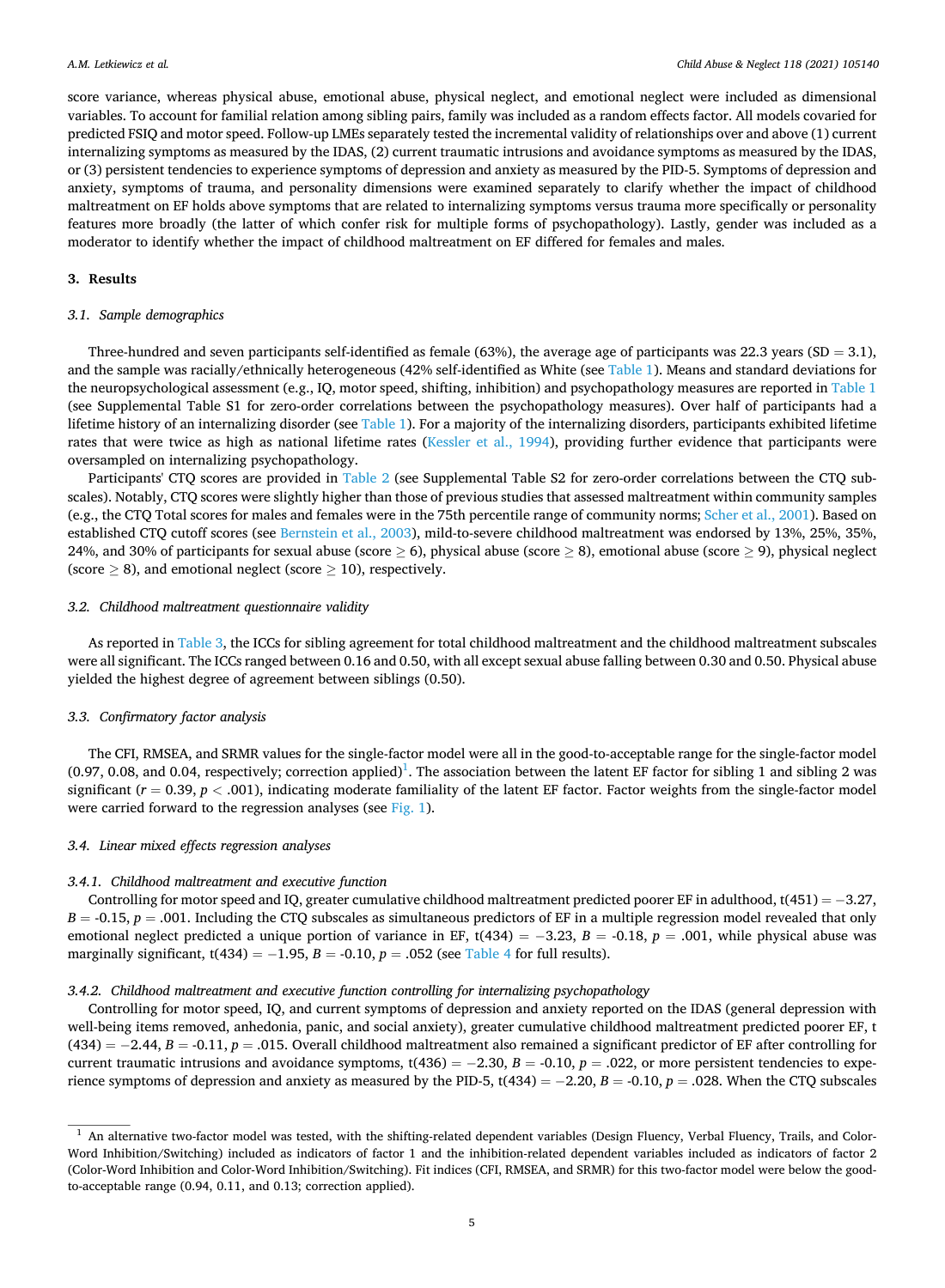score variance, whereas physical abuse, emotional abuse, physical neglect, and emotional neglect were included as dimensional variables. To account for familial relation among sibling pairs, family was included as a random effects factor. All models covaried for predicted FSIQ and motor speed. Follow-up LMEs separately tested the incremental validity of relationships over and above (1) current internalizing symptoms as measured by the IDAS, (2) current traumatic intrusions and avoidance symptoms as measured by the IDAS, or (3) persistent tendencies to experience symptoms of depression and anxiety as measured by the PID-5. Symptoms of depression and anxiety, symptoms of trauma, and personality dimensions were examined separately to clarify whether the impact of childhood maltreatment on EF holds above symptoms that are related to internalizing symptoms versus trauma more specifically or personality features more broadly (the latter of which confer risk for multiple forms of psychopathology). Lastly, gender was included as a moderator to identify whether the impact of childhood maltreatment on EF differed for females and males.

## 3. Results

### 3.1. Sample demographics

Three-hundred and seven participants self-identified as female (63%), the average age of participants was 22.3 years (SD = 3.1), and the sample was racially/ethnically heterogeneous (42% self-identified as White (see Table 1). Means and standard deviations for the neuropsychological assessment (e.g., IQ, motor speed, shifting, inhibition) and psychopathology measures are reported in Table 1 (see Supplemental Table S1 for zero-order correlations between the psychopathology measures). Over half of participants had a lifetime history of an internalizing disorder (see Table 1). For a majority of the internalizing disorders, participants exhibited lifetime rates that were twice as high as national lifetime rates (Kessler et al., 1994), providing further evidence that participants were oversampled on internalizing psychopathology.

Participants' CTQ scores are provided in Table 2 (see Supplemental Table S2 for zero-order correlations between the CTQ subscales). Notably, CTQ scores were slightly higher than those of previous studies that assessed maltreatment within community samples (e.g., the CTQ Total scores for males and females were in the 75th percentile range of community norms; Scher et al., 2001). Based on established CTQ cutoff scores (see Bernstein et al., 2003), mild-to-severe childhood maltreatment was endorsed by 13%, 25%, 35%, 24%, and 30% of participants for sexual abuse (score $\geq 6$), physical abuse (score $\geq 8$), emotional abuse (score $\geq 9$), physical neglect (score $\geq 8$), and emotional neglect (score $\geq 10$), respectively.

### 3.2. Childhood maltreatment questionnaire validity

As reported in Table 3, the ICCs for sibling agreement for total childhood maltreatment and the childhood maltreatment subscales were all significant. The ICCs ranged between 0.16 and 0.50, with all except sexual abuse falling between 0.30 and 0.50. Physical abuse yielded the highest degree of agreement between siblings (0.50).

### 3.3. Confirmatory factor analysis

The CFI, RMSEA, and SRMR values for the single-factor model were all in the good-to-acceptable range for the single-factor model (0.97, 0.08, and 0.04, respectively; correction applied)[1]. The association between the latent EF factor for sibling 1 and sibling 2 was significant ($r = 0.39$, $p < .001$), indicating moderate familiality of the latent EF factor. Factor weights from the single-factor model were carried forward to the regression analyses (see Fig. 1).

### 3.4. Linear mixed effects regression analyses

#### 3.4.1. Childhood maltreatment and executive function

Controlling for motor speed and IQ, greater cumulative childhood maltreatment predicted poorer EF in adulthood, $t(451) = -3.27$, $B = -0.15$, $p = .001$. Including the CTQ subscales as simultaneous predictors of EF in a multiple regression model revealed that only emotional neglect predicted a unique portion of variance in EF, $t(434) = -3.23$, $B = -0.18$, $p = .001$, while physical abuse was marginally significant, $t(434) = -1.95$, $B = -0.10$, $p = .052$ (see Table 4 for full results).

#### 3.4.2. Childhood maltreatment and executive function controlling for internalizing psychopathology

Controlling for motor speed, IQ, and current symptoms of depression and anxiety reported on the IDAS (general depression with well-being items removed, anhedonia, panic, and social anxiety), greater cumulative childhood maltreatment predicted poorer EF, $t(434) = -2.44$, $B = -0.11$, $p = .015$. Overall childhood maltreatment also remained a significant predictor of EF after controlling for current traumatic intrusions and avoidance symptoms, $t(436) = -2.30$, $B = -0.10$, $p = .022$, or more persistent tendencies to experience symptoms of depression and anxiety as measured by the PID-5, $t(434) = -2.20$, $B = -0.10$, $p = .028$. When the CTQ subscales

[1] An alternative two-factor model was tested, with the shifting-related dependent variables (Design Fluency, Verbal Fluency, Trails, and Color-Word Inhibition/Switching) included as indicators of factor 1 and the inhibition-related dependent variables included as indicators of factor 2 (Color-Word Inhibition and Color-Word Inhibition/Switching). Fit indices (CFI, RMSEA, and SRMR) for this two-factor model were below the good-to-acceptable range (0.94, 0.11, and 0.13; correction applied).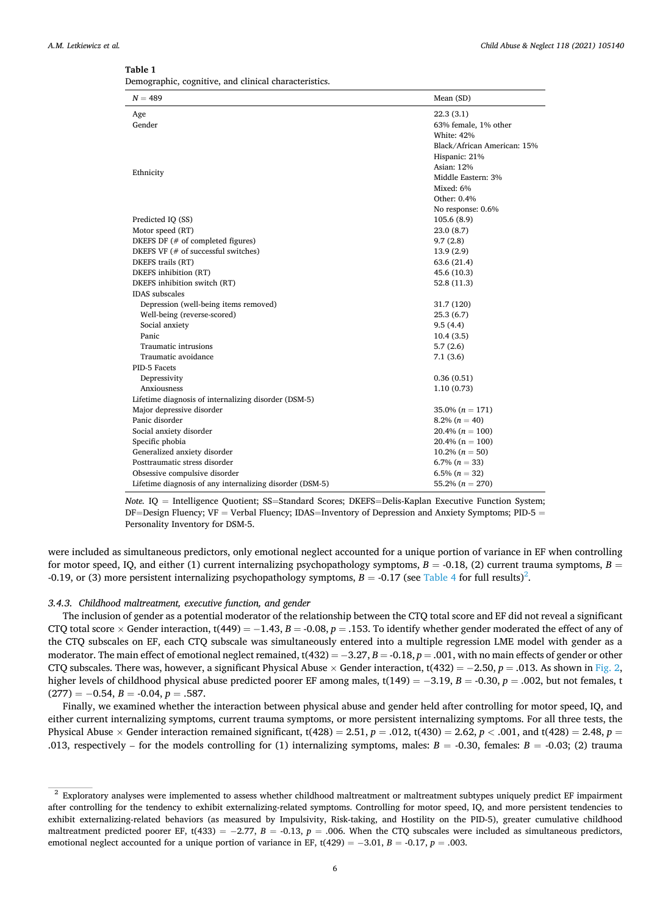**Table 1**

Demographic, cognitive, and clinical characteristics.

| $N = 489$ | Mean (SD) |
|---|---|
| Age | 22.3 (3.1) |
| Gender | 63% female, 1% other |
| Ethnicity | White: 42%<br>Black/African American: 15%<br>Hispanic: 21%<br>Asian: 12%<br>Middle Eastern: 3%<br>Mixed: 6%<br>Other: 0.4%<br>No response: 0.6% |
| Predicted IQ (SS) | 105.6 (8.9) |
| Motor speed (RT) | 23.0 (8.7) |
| DKEFS DF (# of completed figures) | 9.7 (2.8) |
| DKEFS VF (# of successful switches) | 13.9 (2.9) |
| DKEFS trails (RT) | 63.6 (21.4) |
| DKEFS inhibition (RT) | 45.6 (10.3) |
| DKEFS inhibition switch (RT) | 52.8 (11.3) |
| IDAS subscales | |
| Depression (well-being items removed) | 31.7 (120) |
| Well-being (reverse-scored) | 25.3 (6.7) |
| Social anxiety | 9.5 (4.4) |
| Panic | 10.4 (3.5) |
| Traumatic intrusions | 5.7 (2.6) |
| Traumatic avoidance | 7.1 (3.6) |
| PID-5 Facets | |
| Depressivity | 0.36 (0.51) |
| Anxiousness | 1.10 (0.73) |
| Lifetime diagnosis of internalizing disorder (DSM-5) | |
| Major depressive disorder | 35.0% ($n = 171$) |
| Panic disorder | 8.2% ($n = 40$) |
| Social anxiety disorder | 20.4% ($n = 100$) |
| Specific phobia | 20.4% (n = 100) |
| Generalized anxiety disorder | 10.2% ($n = 50$) |
| Posttraumatic stress disorder | 6.7% ($n = 33$) |
| Obsessive compulsive disorder | 6.5% ($n = 32$) |
| Lifetime diagnosis of any internalizing disorder (DSM-5) | 55.2% ($n = 270$) |

*Note.* IQ = Intelligence Quotient; SS=Standard Scores; DKEFS=Delis-Kaplan Executive Function System; DF=Design Fluency; VF = Verbal Fluency; IDAS=Inventory of Depression and Anxiety Symptoms; PID-5 = Personality Inventory for DSM-5.

were included as simultaneous predictors, only emotional neglect accounted for a unique portion of variance in EF when controlling for motor speed, IQ, and either (1) current internalizing psychopathology symptoms, $B = -0.18$, (2) current trauma symptoms, $B = -0.19$, or (3) more persistent internalizing psychopathology symptoms, $B = -0.17$ (see Table 4 for full results)[2].

#### 3.4.3. Childhood maltreatment, executive function, and gender

The inclusion of gender as a potential moderator of the relationship between the CTQ total score and EF did not reveal a significant CTQ total score × Gender interaction, $t(449) = -1.43$, $B = -0.08$, $p = .153$. To identify whether gender moderated the effect of any of the CTQ subscales on EF, each CTQ subscale was simultaneously entered into a multiple regression LME model with gender as a moderator. The main effect of emotional neglect remained, $t(432) = -3.27$, $B = -0.18$, $p = .001$, with no main effects of gender or other CTQ subscales. There was, however, a significant Physical Abuse × Gender interaction, $t(432) = -2.50$, $p = .013$. As shown in Fig. 2, higher levels of childhood physical abuse predicted poorer EF among males, $t(149) = -3.19$, $B = -0.30$, $p = .002$, but not females, $t(277) = -0.54$, $B = -0.04$, $p = .587$.

Finally, we examined whether the interaction between physical abuse and gender held after controlling for motor speed, IQ, and either current internalizing symptoms, current trauma symptoms, or more persistent internalizing symptoms. For all three tests, the Physical Abuse × Gender interaction remained significant, $t(428) = 2.51$, $p = .012$, $t(430) = 2.62$, $p < .001$, and $t(428) = 2.48$, $p = .013$, respectively – for the models controlling for (1) internalizing symptoms, males: $B = -0.30$, females: $B = -0.03$; (2) trauma

[2] Exploratory analyses were implemented to assess whether childhood maltreatment or maltreatment subtypes uniquely predict EF impairment after controlling for the tendency to exhibit externalizing-related symptoms. Controlling for motor speed, IQ, and more persistent tendencies to exhibit externalizing-related behaviors (as measured by Impulsivity, Risk-taking, and Hostility on the PID-5), greater cumulative childhood maltreatment predicted poorer EF, $t(433) = -2.77$, $B = -0.13$, $p = .006$. When the CTQ subscales were included as simultaneous predictors, emotional neglect accounted for a unique portion of variance in EF, $t(429) = -3.01$, $B = -0.17$, $p = .003$.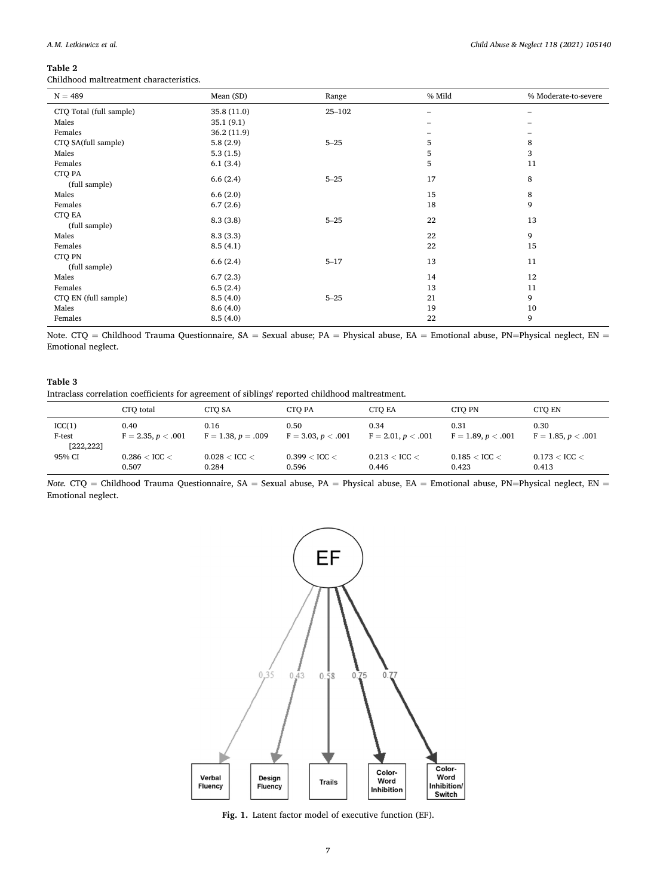**Table 2**

Childhood maltreatment characteristics.

| N = 489 | Mean (SD) | Range | % Mild | % Moderate-to-severe |
|---|---|---|---|---|
| CTQ Total (full sample) | 35.8 (11.0) | 25–102 | – | – |
| Males | 35.1 (9.1) | | – | – |
| Females | 36.2 (11.9) | | – | – |
| CTQ SA(full sample) | 5.8 (2.9) | 5–25 | 5 | 8 |
| Males | 5.3 (1.5) | | 5 | 3 |
| Females | 6.1 (3.4) | | 5 | 11 |
| CTQ PA (full sample) | 6.6 (2.4) | 5–25 | 17 | 8 |
| Males | 6.6 (2.0) | | 15 | 8 |
| Females | 6.7 (2.6) | | 18 | 9 |
| CTQ EA (full sample) | 8.3 (3.8) | 5–25 | 22 | 13 |
| Males | 8.3 (3.3) | | 22 | 9 |
| Females | 8.5 (4.1) | | 22 | 15 |
| CTQ PN (full sample) | 6.6 (2.4) | 5–17 | 13 | 11 |
| Males | 6.7 (2.3) | | 14 | 12 |
| Females | 6.5 (2.4) | | 13 | 11 |
| CTQ EN (full sample) | 8.5 (4.0) | 5–25 | 21 | 9 |
| Males | 8.6 (4.0) | | 19 | 10 |
| Females | 8.5 (4.0) | | 22 | 9 |

Note. CTQ = Childhood Trauma Questionnaire, SA = Sexual abuse; PA = Physical abuse, EA = Emotional abuse, PN=Physical neglect, EN = Emotional neglect.

**Table 3**

Intraclass correlation coefficients for agreement of siblings' reported childhood maltreatment.

| | CTQ total | CTQ SA | CTQ PA | CTQ EA | CTQ PN | CTQ EN |
|---|---|---|---|---|---|---|
| ICC(1) | 0.40 | 0.16 | 0.50 | 0.34 | 0.31 | 0.30 |
| F-test [222,222] | $F = 2.35, p < .001$ | $F = 1.38, p = .009$ | $F = 3.03, p < .001$ | $F = 2.01, p < .001$ | $F = 1.89, p < .001$ | $F = 1.85, p < .001$ |
| 95% CI | $0.286 < ICC < 0.507$ | $0.028 < ICC < 0.284$ | $0.399 < ICC < 0.596$ | $0.213 < ICC < 0.446$ | $0.185 < ICC < 0.423$ | $0.173 < ICC < 0.413$ |

*Note.* CTQ = Childhood Trauma Questionnaire, SA = Sexual abuse, PA = Physical abuse, EA = Emotional abuse, PN=Physical neglect, EN = Emotional neglect.

**Fig. 1.** Latent factor model of executive function (EF).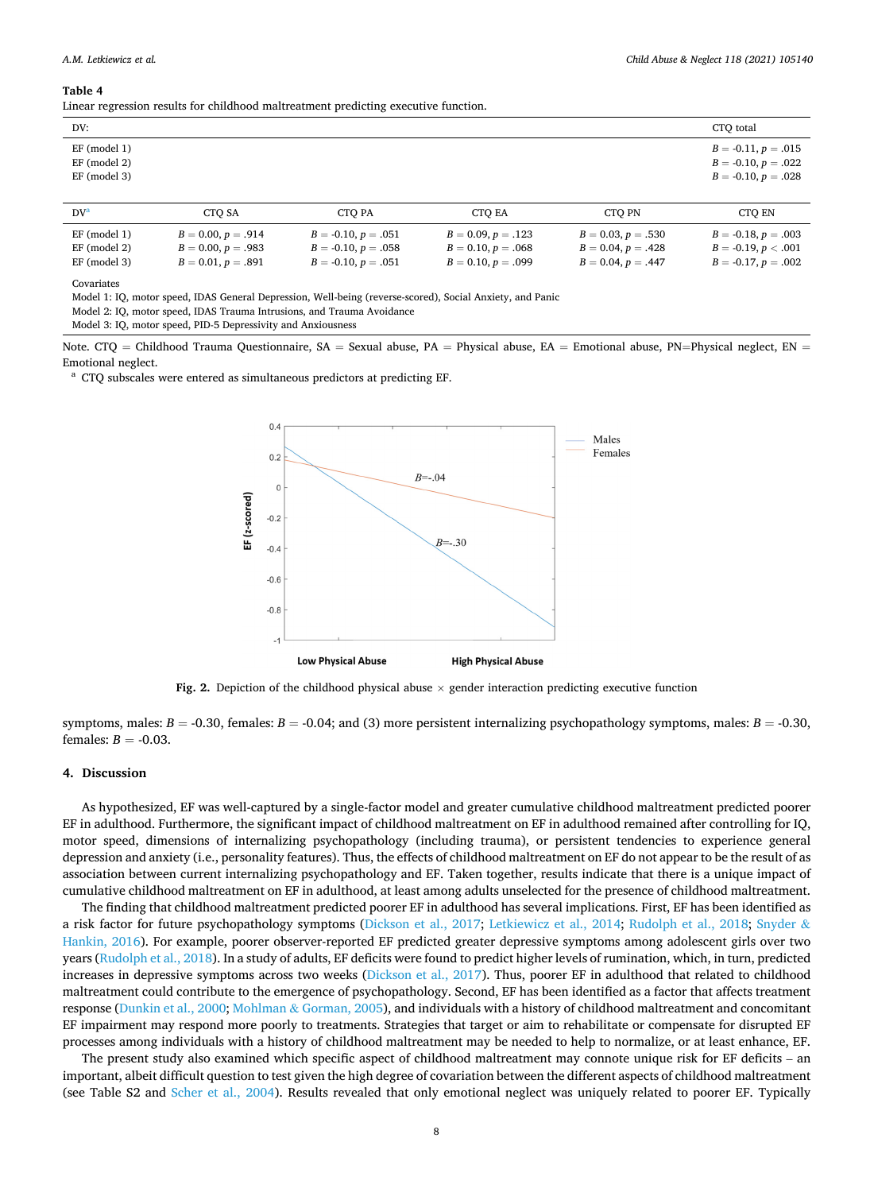**Table 4**
Linear regression results for childhood maltreatment predicting executive function.

| DV: | CTQ total |
|---|---|
| EF (model 1) | $B$ = -0.11, $p$ = .015 |
| EF (model 2) | $B$ = -0.10, $p$ = .022 |
| EF (model 3) | $B$ = -0.10, $p$ = .028 |

| DV[a] | CTQ SA | CTQ PA | CTQ EA | CTQ PN | CTQ EN |
|---|---|---|---|---|---|
| EF (model 1) | $B$ = 0.00, $p$ = .914 | $B$ = -0.10, $p$ = .051 | $B$ = 0.09, $p$ = .123 | $B$ = 0.03, $p$ = .530 | $B$ = -0.18, $p$ = .003 |
| EF (model 2) | $B$ = 0.00, $p$ = .983 | $B$ = -0.10, $p$ = .058 | $B$ = 0.10, $p$ = .068 | $B$ = 0.04, $p$ = .428 | $B$ = -0.19, $p$ < .001 |
| EF (model 3) | $B$ = 0.01, $p$ = .891 | $B$ = -0.10, $p$ = .051 | $B$ = 0.10, $p$ = .099 | $B$ = 0.04, $p$ = .447 | $B$ = -0.17, $p$ = .002 |

Covariates
Model 1: IQ, motor speed, IDAS General Depression, Well-being (reverse-scored), Social Anxiety, and Panic
Model 2: IQ, motor speed, IDAS Trauma Intrusions, and Trauma Avoidance
Model 3: IQ, motor speed, PID-5 Depressivity and Anxiousness

Note. CTQ = Childhood Trauma Questionnaire, SA = Sexual abuse, PA = Physical abuse, EA = Emotional abuse, PN=Physical neglect, EN = Emotional neglect.
[a] CTQ subscales were entered as simultaneous predictors at predicting EF.

**Fig. 2.** Depiction of the childhood physical abuse × gender interaction predicting executive function

symptoms, males: $B$ = -0.30, females: $B$ = -0.04; and (3) more persistent internalizing psychopathology symptoms, males: $B$ = -0.30, females: $B$ = -0.03.

## 4. Discussion

As hypothesized, EF was well-captured by a single-factor model and greater cumulative childhood maltreatment predicted poorer EF in adulthood. Furthermore, the significant impact of childhood maltreatment on EF in adulthood remained after controlling for IQ, motor speed, dimensions of internalizing psychopathology (including trauma), or persistent tendencies to experience general depression and anxiety (i.e., personality features). Thus, the effects of childhood maltreatment on EF do not appear to be the result of as association between current internalizing psychopathology and EF. Taken together, results indicate that there is a unique impact of cumulative childhood maltreatment on EF in adulthood, at least among adults unselected for the presence of childhood maltreatment.

The finding that childhood maltreatment predicted poorer EF in adulthood has several implications. First, EF has been identified as a risk factor for future psychopathology symptoms (Dickson et al., 2017; Letkiewicz et al., 2014; Rudolph et al., 2018; Snyder & Hankin, 2016). For example, poorer observer-reported EF predicted greater depressive symptoms among adolescent girls over two years (Rudolph et al., 2018). In a study of adults, EF deficits were found to predict higher levels of rumination, which, in turn, predicted increases in depressive symptoms across two weeks (Dickson et al., 2017). Thus, poorer EF in adulthood that related to childhood maltreatment could contribute to the emergence of psychopathology. Second, EF has been identified as a factor that affects treatment response (Dunkin et al., 2000; Mohlman & Gorman, 2005), and individuals with a history of childhood maltreatment and concomitant EF impairment may respond more poorly to treatments. Strategies that target or aim to rehabilitate or compensate for disrupted EF processes among individuals with a history of childhood maltreatment may be needed to help to normalize, or at least enhance, EF.

The present study also examined which specific aspect of childhood maltreatment may connote unique risk for EF deficits – an important, albeit difficult question to test given the high degree of covariation between the different aspects of childhood maltreatment (see Table S2 and Scher et al., 2004). Results revealed that only emotional neglect was uniquely related to poorer EF. Typically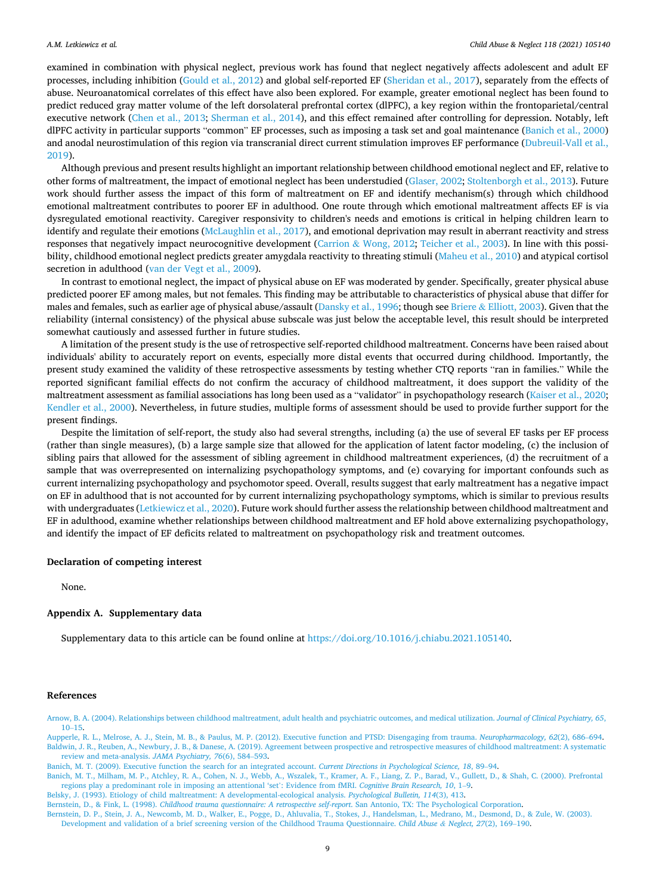examined in combination with physical neglect, previous work has found that neglect negatively affects adolescent and adult EF processes, including inhibition (Gould et al., 2012) and global self-reported EF (Sheridan et al., 2017), separately from the effects of abuse. Neuroanatomical correlates of this effect have also been explored. For example, greater emotional neglect has been found to predict reduced gray matter volume of the left dorsolateral prefrontal cortex (dlPFC), a key region within the frontoparietal/central executive network (Chen et al., 2013; Sherman et al., 2014), and this effect remained after controlling for depression. Notably, left dlPFC activity in particular supports "common" EF processes, such as imposing a task set and goal maintenance (Banich et al., 2000) and anodal neurostimulation of this region via transcranial direct current stimulation improves EF performance (Dubreuil-Vall et al., 2019).

Although previous and present results highlight an important relationship between childhood emotional neglect and EF, relative to other forms of maltreatment, the impact of emotional neglect has been understudied (Glaser, 2002; Stoltenborgh et al., 2013). Future work should further assess the impact of this form of maltreatment on EF and identify mechanism(s) through which childhood emotional maltreatment contributes to poorer EF in adulthood. One route through which emotional maltreatment affects EF is via dysregulated emotional reactivity. Caregiver responsivity to children's needs and emotions is critical in helping children learn to identify and regulate their emotions (McLaughlin et al., 2017), and emotional deprivation may result in aberrant reactivity and stress responses that negatively impact neurocognitive development (Carrion & Wong, 2012; Teicher et al., 2003). In line with this possibility, childhood emotional neglect predicts greater amygdala reactivity to threating stimuli (Maheu et al., 2010) and atypical cortisol secretion in adulthood (van der Vegt et al., 2009).

In contrast to emotional neglect, the impact of physical abuse on EF was moderated by gender. Specifically, greater physical abuse predicted poorer EF among males, but not females. This finding may be attributable to characteristics of physical abuse that differ for males and females, such as earlier age of physical abuse/assault (Dansky et al., 1996; though see Briere & Elliott, 2003). Given that the reliability (internal consistency) of the physical abuse subscale was just below the acceptable level, this result should be interpreted somewhat cautiously and assessed further in future studies.

A limitation of the present study is the use of retrospective self-reported childhood maltreatment. Concerns have been raised about individuals' ability to accurately report on events, especially more distal events that occurred during childhood. Importantly, the present study examined the validity of these retrospective assessments by testing whether CTQ reports "ran in families." While the reported significant familial effects do not confirm the accuracy of childhood maltreatment, it does support the validity of the maltreatment assessment as familial associations has long been used as a "validator" in psychopathology research (Kaiser et al., 2020; Kendler et al., 2000). Nevertheless, in future studies, multiple forms of assessment should be used to provide further support for the present findings.

Despite the limitation of self-report, the study also had several strengths, including (a) the use of several EF tasks per EF process (rather than single measures), (b) a large sample size that allowed for the application of latent factor modeling, (c) the inclusion of sibling pairs that allowed for the assessment of sibling agreement in childhood maltreatment experiences, (d) the recruitment of a sample that was overrepresented on internalizing psychopathology symptoms, and (e) covarying for important confounds such as current internalizing psychopathology and psychomotor speed. Overall, results suggest that early maltreatment has a negative impact on EF in adulthood that is not accounted for by current internalizing psychopathology symptoms, which is similar to previous results with undergraduates (Letkiewicz et al., 2020). Future work should further assess the relationship between childhood maltreatment and EF in adulthood, examine whether relationships between childhood maltreatment and EF hold above externalizing psychopathology, and identify the impact of EF deficits related to maltreatment on psychopathology risk and treatment outcomes.

## Declaration of competing interest

None.

## Appendix A. Supplementary data

Supplementary data to this article can be found online at https://doi.org/10.1016/j.chiabu.2021.105140.

## References

Arnow, B. A. (2004). Relationships between childhood maltreatment, adult health and psychiatric outcomes, and medical utilization. *Journal of Clinical Psychiatry, 65*, 10–15.

Aupperle, R. L., Melrose, A. J., Stein, M. B., & Paulus, M. P. (2012). Executive function and PTSD: Disengaging from trauma. *Neuropharmacology, 62*(2), 686–694.

Baldwin, J. R., Reuben, A., Newbury, J. B., & Danese, A. (2019). Agreement between prospective and retrospective measures of childhood maltreatment: A systematic review and meta-analysis. *JAMA Psychiatry, 76*(6), 584–593.

Banich, M. T. (2009). Executive function the search for an integrated account. *Current Directions in Psychological Science, 18*, 89–94.

Banich, M. T., Milham, M. P., Atchley, R. A., Cohen, N. J., Webb, A., Wszalek, T., Kramer, A. F., Liang, Z. P., Barad, V., Gullett, D., & Shah, C. (2000). Prefrontal regions play a predominant role in imposing an attentional 'set': Evidence from fMRI. *Cognitive Brain Research, 10*, 1–9.

Belsky, J. (1993). Etiology of child maltreatment: A developmental-ecological analysis. *Psychological Bulletin, 114*(3), 413.

Bernstein, D., & Fink, L. (1998). *Childhood trauma questionnaire: A retrospective self-report.* San Antonio, TX: The Psychological Corporation.

Bernstein, D. P., Stein, J. A., Newcomb, M. D., Walker, E., Pogge, D., Ahluvalia, T., Stokes, J., Handelsman, L., Medrano, M., Desmond, D., & Zule, W. (2003). Development and validation of a brief screening version of the Childhood Trauma Questionnaire. *Child Abuse & Neglect, 27*(2), 169–190.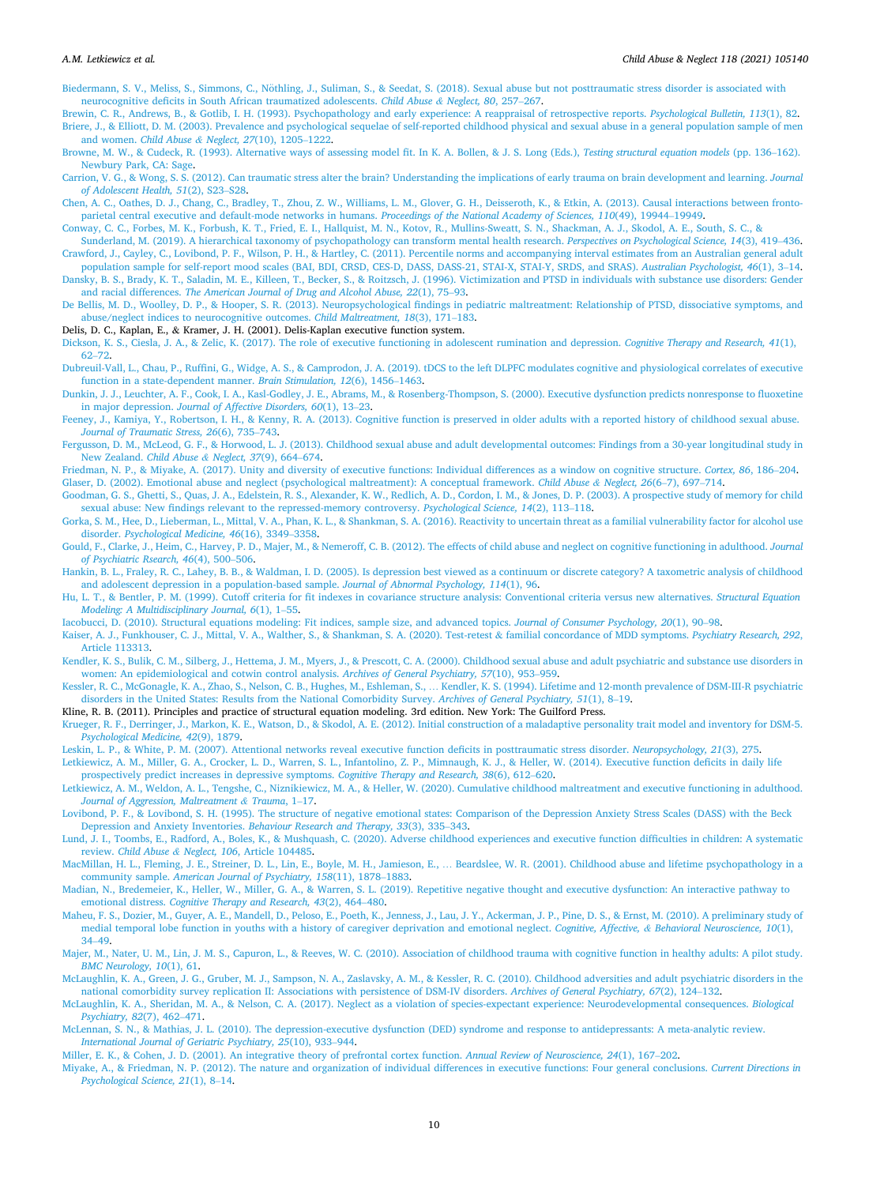Biedermann, S. V., Meliss, S., Simmons, C., Nöthling, J., Suliman, S., & Seedat, S. (2018). Sexual abuse but not posttraumatic stress disorder is associated with neurocognitive deficits in South African traumatized adolescents. *Child Abuse & Neglect, 80*, 257–267.

Brewin, C. R., Andrews, B., & Gotlib, I. H. (1993). Psychopathology and early experience: A reappraisal of retrospective reports. *Psychological Bulletin, 113*(1), 82.

Briere, J., & Elliott, D. M. (2003). Prevalence and psychological sequelae of self-reported childhood physical and sexual abuse in a general population sample of men and women. *Child Abuse & Neglect, 27*(10), 1205–1222.

Browne, M. W., & Cudeck, R. (1993). Alternative ways of assessing model fit. In K. A. Bollen, & J. S. Long (Eds.), *Testing structural equation models* (pp. 136–162). Newbury Park, CA: Sage.

Carrion, V. G., & Wong, S. S. (2012). Can traumatic stress alter the brain? Understanding the implications of early trauma on brain development and learning. *Journal of Adolescent Health, 51*(2), S23–S28.

Chen, A. C., Oathes, D. J., Chang, C., Bradley, T., Zhou, Z. W., Williams, L. M., Glover, G. H., Deisseroth, K., & Etkin, A. (2013). Causal interactions between fronto-parietal central executive and default-mode networks in humans. *Proceedings of the National Academy of Sciences, 110*(49), 19944–19949.

Conway, C. C., Forbes, M. K., Forbush, K. T., Fried, E. I., Hallquist, M. N., Kotov, R., Mullins-Sweatt, S. N., Shackman, A. J., Skodol, A. E., South, S. C., & Sunderland, M. (2019). A hierarchical taxonomy of psychopathology can transform mental health research. *Perspectives on Psychological Science, 14*(3), 419–436.

Crawford, J., Cayley, C., Lovibond, P. F., Wilson, P. H., & Hartley, C. (2011). Percentile norms and accompanying interval estimates from an Australian general adult population sample for self-report mood scales (BAI, BDI, CRSD, CES-D, DASS, DASS-21, STAI-X, STAI-Y, SRDS, and SRAS). *Australian Psychologist, 46*(1), 3–14.

Dansky, B. S., Brady, K. T., Saladin, M. E., Killeen, T., Becker, S., & Roitzsch, J. (1996). Victimization and PTSD in individuals with substance use disorders: Gender and racial differences. *The American Journal of Drug and Alcohol Abuse, 22*(1), 75–93.

De Bellis, M. D., Woolley, D. P., & Hooper, S. R. (2013). Neuropsychological findings in pediatric maltreatment: Relationship of PTSD, dissociative symptoms, and abuse/neglect indices to neurocognitive outcomes. *Child Maltreatment, 18*(3), 171–183.

Delis, D. C., Kaplan, E., & Kramer, J. H. (2001). Delis-Kaplan executive function system.

Dickson, K. S., Ciesla, J. A., & Zelic, K. (2017). The role of executive functioning in adolescent rumination and depression. *Cognitive Therapy and Research, 41*(1), 62–72.

Dubreuil-Vall, L., Chau, P., Ruffini, G., Widge, A. S., & Camprodon, J. A. (2019). tDCS to the left DLPFC modulates cognitive and physiological correlates of executive function in a state-dependent manner. *Brain Stimulation, 12*(6), 1456–1463.

Dunkin, J. J., Leuchter, A. F., Cook, I. A., Kasl-Godley, J. E., Abrams, M., & Rosenberg-Thompson, S. (2000). Executive dysfunction predicts nonresponse to fluoxetine in major depression. *Journal of Affective Disorders, 60*(1), 13–23.

Feeney, J., Kamiya, Y., Robertson, I. H., & Kenny, R. A. (2013). Cognitive function is preserved in older adults with a reported history of childhood sexual abuse. *Journal of Traumatic Stress, 26*(6), 735–743.

Fergusson, D. M., McLeod, G. F., & Horwood, L. J. (2013). Childhood sexual abuse and adult developmental outcomes: Findings from a 30-year longitudinal study in New Zealand. *Child Abuse & Neglect, 37*(9), 664–674.

Friedman, N. P., & Miyake, A. (2017). Unity and diversity of executive functions: Individual differences as a window on cognitive structure. *Cortex, 86*, 186–204.

Glaser, D. (2002). Emotional abuse and neglect (psychological maltreatment): A conceptual framework. *Child Abuse & Neglect, 26*(6–7), 697–714.

Goodman, G. S., Ghetti, S., Quas, J. A., Edelstein, R. S., Alexander, K. W., Redlich, A. D., Cordon, I. M., & Jones, D. P. (2003). A prospective study of memory for child sexual abuse: New findings relevant to the repressed-memory controversy. *Psychological Science, 14*(2), 113–118.

Gorka, S. M., Hee, D., Lieberman, L., Mittal, V. A., Phan, K. L., & Shankman, S. A. (2016). Reactivity to uncertain threat as a familial vulnerability factor for alcohol use disorder. *Psychological Medicine, 46*(16), 3349–3358.

Gould, F., Clarke, J., Heim, C., Harvey, P. D., Majer, M., & Nemeroff, C. B. (2012). The effects of child abuse and neglect on cognitive functioning in adulthood. *Journal of Psychiatric Rsearch, 46*(4), 500–506.

Hankin, B. L., Fraley, R. C., Lahey, B. B., & Waldman, I. D. (2005). Is depression best viewed as a continuum or discrete category? A taxometric analysis of childhood and adolescent depression in a population-based sample. *Journal of Abnormal Psychology, 114*(1), 96.

Hu, L. T., & Bentler, P. M. (1999). Cutoff criteria for fit indexes in covariance structure analysis: Conventional criteria versus new alternatives. *Structural Equation Modeling: A Multidisciplinary Journal, 6*(1), 1–55.

Iacobucci, D. (2010). Structural equations modeling: Fit indices, sample size, and advanced topics. *Journal of Consumer Psychology, 20*(1), 90–98.

Kaiser, A. J., Funkhouser, C. J., Mittal, V. A., Walther, S., & Shankman, S. A. (2020). Test-retest & familial concordance of MDD symptoms. *Psychiatry Research, 292*, Article 113313.

Kendler, K. S., Bulik, C. M., Silberg, J., Hettema, J. M., Myers, J., & Prescott, C. A. (2000). Childhood sexual abuse and adult psychiatric and substance use disorders in women: An epidemiological and cotwin control analysis. *Archives of General Psychiatry, 57*(10), 953–959.

Kessler, R. C., McGonagle, K. A., Zhao, S., Nelson, C. B., Hughes, M., Eshleman, S., … Kendler, K. S. (1994). Lifetime and 12-month prevalence of DSM-III-R psychiatric disorders in the United States: Results from the National Comorbidity Survey. *Archives of General Psychiatry, 51*(1), 8–19.

Kline, R. B. (2011). Principles and practice of structural equation modeling. 3rd edition. New York: The Guilford Press.

Krueger, R. F., Derringer, J., Markon, K. E., Watson, D., & Skodol, A. E. (2012). Initial construction of a maladaptive personality trait model and inventory for DSM-5. *Psychological Medicine, 42*(9), 1879.

Leskin, L. P., & White, P. M. (2007). Attentional networks reveal executive function deficits in posttraumatic stress disorder. *Neuropsychology, 21*(3), 275.

Letkiewicz, A. M., Miller, G. A., Crocker, L. D., Warren, S. L., Infantolino, Z. P., Mimnaugh, K. J., & Heller, W. (2014). Executive function deficits in daily life prospectively predict increases in depressive symptoms. *Cognitive Therapy and Research, 38*(6), 612–620.

Letkiewicz, A. M., Weldon, A. L., Tengshe, C., Niznikiewicz, M. A., & Heller, W. (2020). Cumulative childhood maltreatment and executive functioning in adulthood. *Journal of Aggression, Maltreatment & Trauma*, 1–17.

Lovibond, P. F., & Lovibond, S. H. (1995). The structure of negative emotional states: Comparison of the Depression Anxiety Stress Scales (DASS) with the Beck Depression and Anxiety Inventories. *Behaviour Research and Therapy, 33*(3), 335–343.

Lund, J. I., Toombs, E., Radford, A., Boles, K., & Mushquash, C. (2020). Adverse childhood experiences and executive function difficulties in children: A systematic review. *Child Abuse & Neglect, 106*, Article 104485.

MacMillan, H. L., Fleming, J. E., Streiner, D. L., Lin, E., Boyle, M. H., Jamieson, E., … Beardslee, W. R. (2001). Childhood abuse and lifetime psychopathology in a community sample. *American Journal of Psychiatry, 158*(11), 1878–1883.

Madian, N., Bredemeier, K., Heller, W., Miller, G. A., & Warren, S. L. (2019). Repetitive negative thought and executive dysfunction: An interactive pathway to emotional distress. *Cognitive Therapy and Research, 43*(2), 464–480.

Maheu, F. S., Dozier, M., Guyer, A. E., Mandell, D., Peloso, E., Poeth, K., Jenness, J., Lau, J. Y., Ackerman, J. P., Pine, D. S., & Ernst, M. (2010). A preliminary study of medial temporal lobe function in youths with a history of caregiver deprivation and emotional neglect. *Cognitive, Affective, & Behavioral Neuroscience, 10*(1), 34–49.

Majer, M., Nater, U. M., Lin, J. M. S., Capuron, L., & Reeves, W. C. (2010). Association of childhood trauma with cognitive function in healthy adults: A pilot study. *BMC Neurology, 10*(1), 61.

McLaughlin, K. A., Green, J. G., Gruber, M. J., Sampson, N. A., Zaslavsky, A. M., & Kessler, R. C. (2010). Childhood adversities and adult psychiatric disorders in the national comorbidity survey replication II: Associations with persistence of DSM-IV disorders. *Archives of General Psychiatry, 67*(2), 124–132.

McLaughlin, K. A., Sheridan, M. A., & Nelson, C. A. (2017). Neglect as a violation of species-expectant experience: Neurodevelopmental consequences. *Biological Psychiatry, 82*(7), 462–471.

McLennan, S. N., & Mathias, J. L. (2010). The depression-executive dysfunction (DED) syndrome and response to antidepressants: A meta-analytic review. *International Journal of Geriatric Psychiatry, 25*(10), 933–944.

Miller, E. K., & Cohen, J. D. (2001). An integrative theory of prefrontal cortex function. *Annual Review of Neuroscience, 24*(1), 167–202.

Miyake, A., & Friedman, N. P. (2012). The nature and organization of individual differences in executive functions: Four general conclusions. *Current Directions in Psychological Science, 21*(1), 8–14.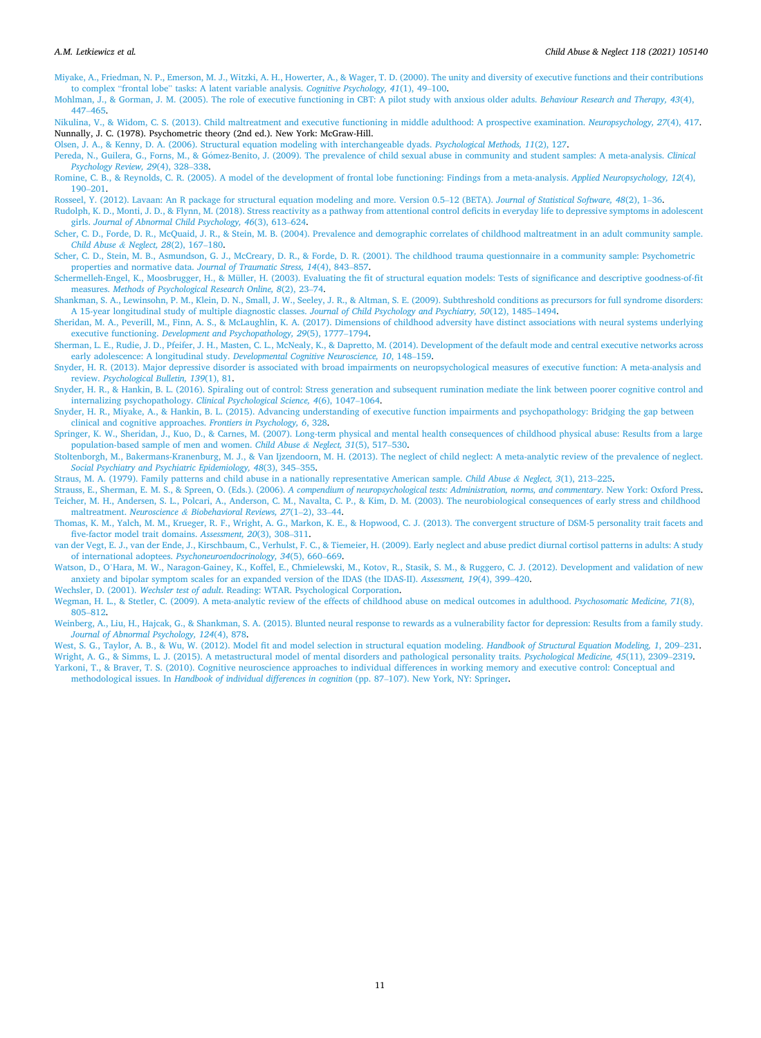Miyake, A., Friedman, N. P., Emerson, M. J., Witzki, A. H., Howerter, A., & Wager, T. D. (2000). The unity and diversity of executive functions and their contributions to complex "frontal lobe" tasks: A latent variable analysis. *Cognitive Psychology, 41*(1), 49–100.

Mohlman, J., & Gorman, J. M. (2005). The role of executive functioning in CBT: A pilot study with anxious older adults. *Behaviour Research and Therapy, 43*(4), 447–465.

Nikulina, V., & Widom, C. S. (2013). Child maltreatment and executive functioning in middle adulthood: A prospective examination. *Neuropsychology, 27*(4), 417.

Nunnally, J. C. (1978). Psychometric theory (2nd ed.). New York: McGraw-Hill.

Olsen, J. A., & Kenny, D. A. (2006). Structural equation modeling with interchangeable dyads. *Psychological Methods, 11*(2), 127.

Pereda, N., Guilera, G., Forns, M., & Gómez-Benito, J. (2009). The prevalence of child sexual abuse in community and student samples: A meta-analysis. *Clinical Psychology Review, 29*(4), 328–338.

Romine, C. B., & Reynolds, C. R. (2005). A model of the development of frontal lobe functioning: Findings from a meta-analysis. *Applied Neuropsychology, 12*(4), 190–201.

Rosseel, Y. (2012). Lavaan: An R package for structural equation modeling and more. Version 0.5–12 (BETA). *Journal of Statistical Software, 48*(2), 1–36.

Rudolph, K. D., Monti, J. D., & Flynn, M. (2018). Stress reactivity as a pathway from attentional control deficits in everyday life to depressive symptoms in adolescent girls. *Journal of Abnormal Child Psychology, 46*(3), 613–624.

Scher, C. D., Forde, D. R., McQuaid, J. R., & Stein, M. B. (2004). Prevalence and demographic correlates of childhood maltreatment in an adult community sample. *Child Abuse & Neglect, 28*(2), 167–180.

Scher, C. D., Stein, M. B., Asmundson, G. J., McCreary, D. R., & Forde, D. R. (2001). The childhood trauma questionnaire in a community sample: Psychometric properties and normative data. *Journal of Traumatic Stress, 14*(4), 843–857.

Schermelleh-Engel, K., Moosbrugger, H., & Müller, H. (2003). Evaluating the fit of structural equation models: Tests of significance and descriptive goodness-of-fit measures. *Methods of Psychological Research Online, 8*(2), 23–74.

Shankman, S. A., Lewinsohn, P. M., Klein, D. N., Small, J. W., Seeley, J. R., & Altman, S. E. (2009). Subthreshold conditions as precursors for full syndrome disorders: A 15-year longitudinal study of multiple diagnostic classes. *Journal of Child Psychology and Psychiatry, 50*(12), 1485–1494.

Sheridan, M. A., Peverill, M., Finn, A. S., & McLaughlin, K. A. (2017). Dimensions of childhood adversity have distinct associations with neural systems underlying executive functioning. *Development and Psychopathology, 29*(5), 1777–1794.

Sherman, L. E., Rudie, J. D., Pfeifer, J. H., Masten, C. L., McNealy, K., & Dapretto, M. (2014). Development of the default mode and central executive networks across early adolescence: A longitudinal study. *Developmental Cognitive Neuroscience, 10*, 148–159.

Snyder, H. R. (2013). Major depressive disorder is associated with broad impairments on neuropsychological measures of executive function: A meta-analysis and review. *Psychological Bulletin, 139*(1), 81.

Snyder, H. R., & Hankin, B. L. (2016). Spiraling out of control: Stress generation and subsequent rumination mediate the link between poorer cognitive control and internalizing psychopathology. *Clinical Psychological Science, 4*(6), 1047–1064.

Snyder, H. R., Miyake, A., & Hankin, B. L. (2015). Advancing understanding of executive function impairments and psychopathology: Bridging the gap between clinical and cognitive approaches. *Frontiers in Psychology, 6*, 328.

Springer, K. W., Sheridan, J., Kuo, D., & Carnes, M. (2007). Long-term physical and mental health consequences of childhood physical abuse: Results from a large population-based sample of men and women. *Child Abuse & Neglect, 31*(5), 517–530.

Stoltenborgh, M., Bakermans-Kranenburg, M. J., & Van Ijzendoorn, M. H. (2013). The neglect of child neglect: A meta-analytic review of the prevalence of neglect. *Social Psychiatry and Psychiatric Epidemiology, 48*(3), 345–355.

Straus, M. A. (1979). Family patterns and child abuse in a nationally representative American sample. *Child Abuse & Neglect, 3*(1), 213–225.

Strauss, E., Sherman, E. M. S., & Spreen, O. (Eds.). (2006). *A compendium of neuropsychological tests: Administration, norms, and commentary*. New York: Oxford Press.

Teicher, M. H., Andersen, S. L., Polcari, A., Anderson, C. M., Navalta, C. P., & Kim, D. M. (2003). The neurobiological consequences of early stress and childhood maltreatment. *Neuroscience & Biobehavioral Reviews, 27*(1–2), 33–44.

Thomas, K. M., Yalch, M. M., Krueger, R. F., Wright, A. G., Markon, K. E., & Hopwood, C. J. (2013). The convergent structure of DSM-5 personality trait facets and five-factor model trait domains. *Assessment, 20*(3), 308–311.

van der Vegt, E. J., van der Ende, J., Kirschbaum, C., Verhulst, F. C., & Tiemeier, H. (2009). Early neglect and abuse predict diurnal cortisol patterns in adults: A study of international adoptees. *Psychoneuroendocrinology, 34*(5), 660–669.

Watson, D., O'Hara, M. W., Naragon-Gainey, K., Koffel, E., Chmielewski, M., Kotov, R., Stasik, S. M., & Ruggero, C. J. (2012). Development and validation of new anxiety and bipolar symptom scales for an expanded version of the IDAS (the IDAS-II). *Assessment, 19*(4), 399–420.

Wechsler, D. (2001). *Wechsler test of adult*. Reading: WTAR. Psychological Corporation.

Wegman, H. L., & Stetler, C. (2009). A meta-analytic review of the effects of childhood abuse on medical outcomes in adulthood. *Psychosomatic Medicine, 71*(8), 805–812.

Weinberg, A., Liu, H., Hajcak, G., & Shankman, S. A. (2015). Blunted neural response to rewards as a vulnerability factor for depression: Results from a family study. *Journal of Abnormal Psychology, 124*(4), 878.

West, S. G., Taylor, A. B., & Wu, W. (2012). Model fit and model selection in structural equation modeling. *Handbook of Structural Equation Modeling, 1*, 209–231.

Wright, A. G., & Simms, L. J. (2015). A metastructural model of mental disorders and pathological personality traits. *Psychological Medicine, 45*(11), 2309–2319.

Yarkoni, T., & Braver, T. S. (2010). Cognitive neuroscience approaches to individual differences in working memory and executive control: Conceptual and methodological issues. In *Handbook of individual differences in cognition* (pp. 87–107). New York, NY: Springer.